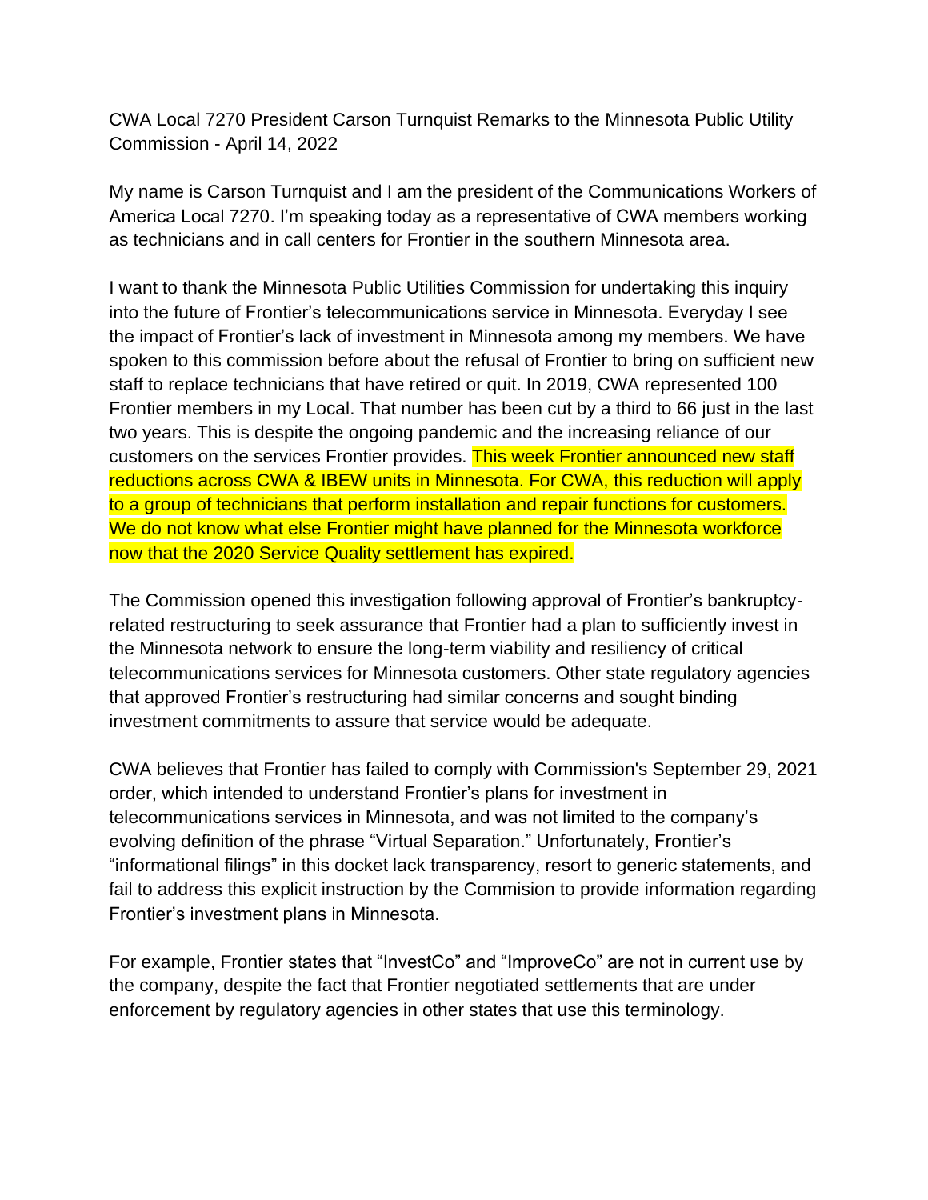CWA Local 7270 President Carson Turnquist Remarks to the Minnesota Public Utility Commission - April 14, 2022

My name is Carson Turnquist and I am the president of the Communications Workers of America Local 7270. I'm speaking today as a representative of CWA members working as technicians and in call centers for Frontier in the southern Minnesota area.

I want to thank the Minnesota Public Utilities Commission for undertaking this inquiry into the future of Frontier's telecommunications service in Minnesota. Everyday I see the impact of Frontier's lack of investment in Minnesota among my members. We have spoken to this commission before about the refusal of Frontier to bring on sufficient new staff to replace technicians that have retired or quit. In 2019, CWA represented 100 Frontier members in my Local. That number has been cut by a third to 66 just in the last two years. This is despite the ongoing pandemic and the increasing reliance of our customers on the services Frontier provides. This week Frontier announced new staff reductions across CWA & IBEW units in Minnesota. For CWA, this reduction will apply to a group of technicians that perform installation and repair functions for customers. We do not know what else Frontier might have planned for the Minnesota workforce now that the 2020 Service Quality settlement has expired.

The Commission opened this investigation following approval of Frontier's bankruptcy-related restructuring to seek assurance that Frontier had a plan to sufficiently invest in the Minnesota network to ensure the long-term viability and resiliency of critical telecommunications services for Minnesota customers. Other state regulatory agencies that approved Frontier's restructuring had similar concerns and sought binding investment commitments to assure that service would be adequate.

CWA believes that Frontier has failed to comply with Commission's September 29, 2021 order, which intended to understand Frontier's plans for investment in telecommunications services in Minnesota, and was not limited to the company's evolving definition of the phrase "Virtual Separation." Unfortunately, Frontier's "informational filings" in this docket lack transparency, resort to generic statements, and fail to address this explicit instruction by the Commision to provide information regarding Frontier's investment plans in Minnesota.

For example, Frontier states that "InvestCo" and "ImproveCo" are not in current use by the company, despite the fact that Frontier negotiated settlements that are under enforcement by regulatory agencies in other states that use this terminology.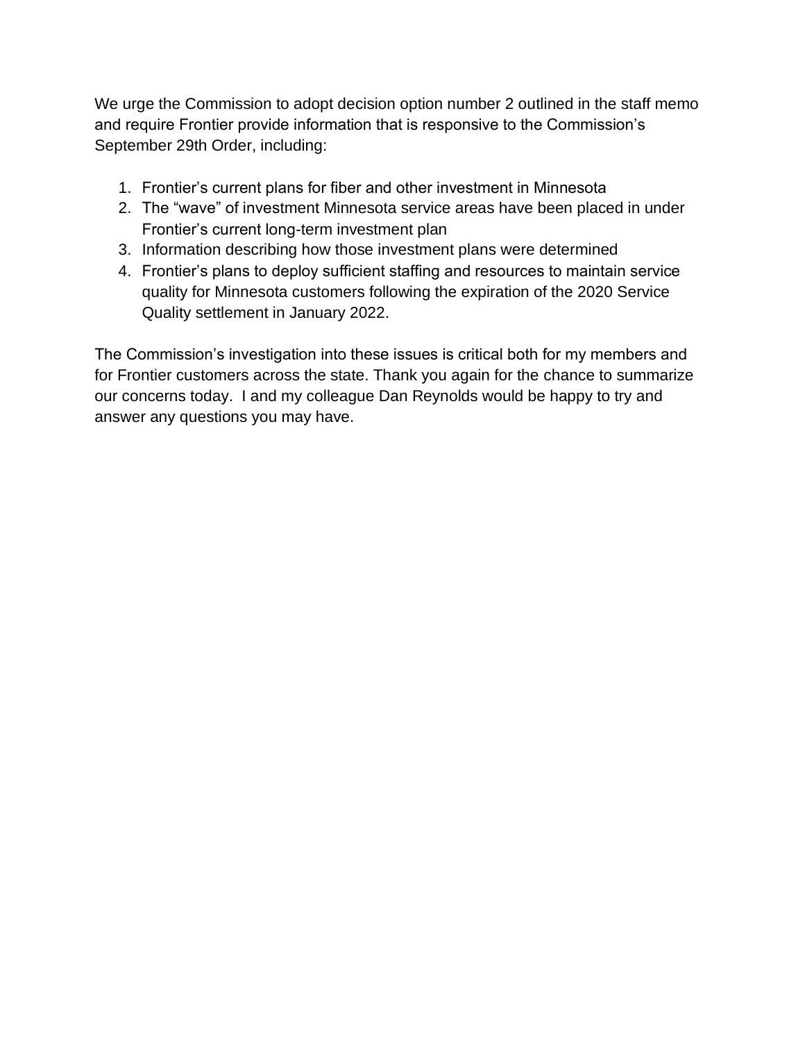We urge the Commission to adopt decision option number 2 outlined in the staff memo and require Frontier provide information that is responsive to the Commission's September 29th Order, including:

1. Frontier's current plans for fiber and other investment in Minnesota
2. The "wave" of investment Minnesota service areas have been placed in under Frontier's current long-term investment plan
3. Information describing how those investment plans were determined
4. Frontier's plans to deploy sufficient staffing and resources to maintain service quality for Minnesota customers following the expiration of the 2020 Service Quality settlement in January 2022.

The Commission's investigation into these issues is critical both for my members and for Frontier customers across the state. Thank you again for the chance to summarize our concerns today. I and my colleague Dan Reynolds would be happy to try and answer any questions you may have.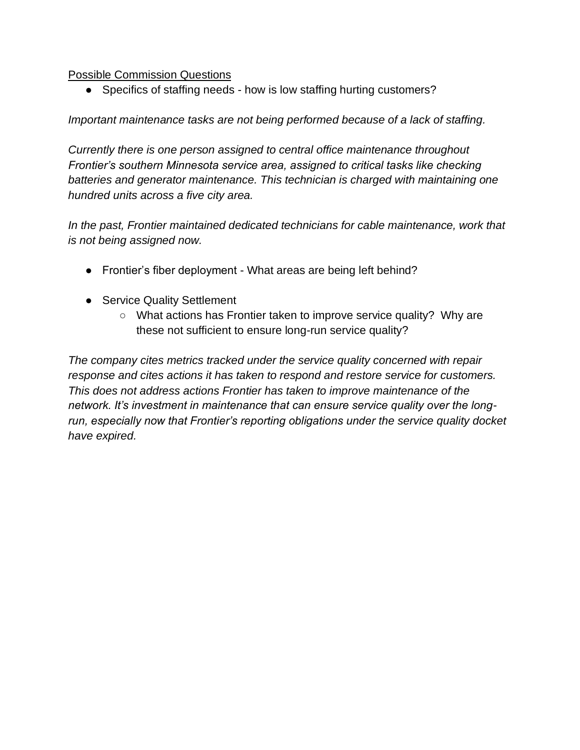<u>Possible Commission Questions</u>

- Specifics of staffing needs - how is low staffing hurting customers?

*Important maintenance tasks are not being performed because of a lack of staffing.*

*Currently there is one person assigned to central office maintenance throughout Frontier's southern Minnesota service area, assigned to critical tasks like checking batteries and generator maintenance. This technician is charged with maintaining one hundred units across a five city area.*

*In the past, Frontier maintained dedicated technicians for cable maintenance, work that is not being assigned now.*

- Frontier's fiber deployment - What areas are being left behind?

- Service Quality Settlement
  - What actions has Frontier taken to improve service quality? Why are these not sufficient to ensure long-run service quality?

*The company cites metrics tracked under the service quality concerned with repair response and cites actions it has taken to respond and restore service for customers. This does not address actions Frontier has taken to improve maintenance of the network. It's investment in maintenance that can ensure service quality over the long-run, especially now that Frontier's reporting obligations under the service quality docket have expired.*